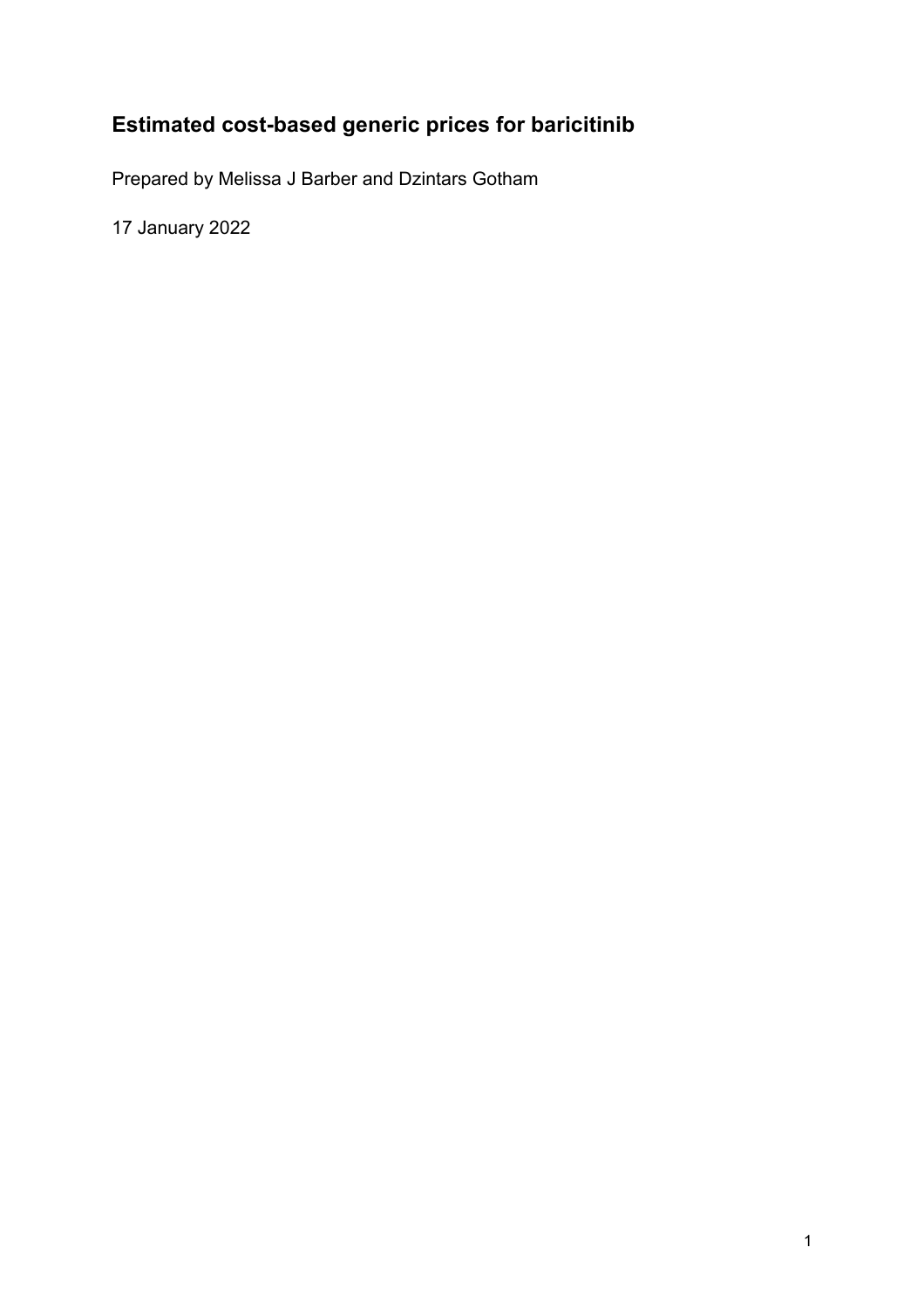# Estimated cost-based generic prices for baricitinib

Prepared by Melissa J Barber and Dzintars Gotham

17 January 2022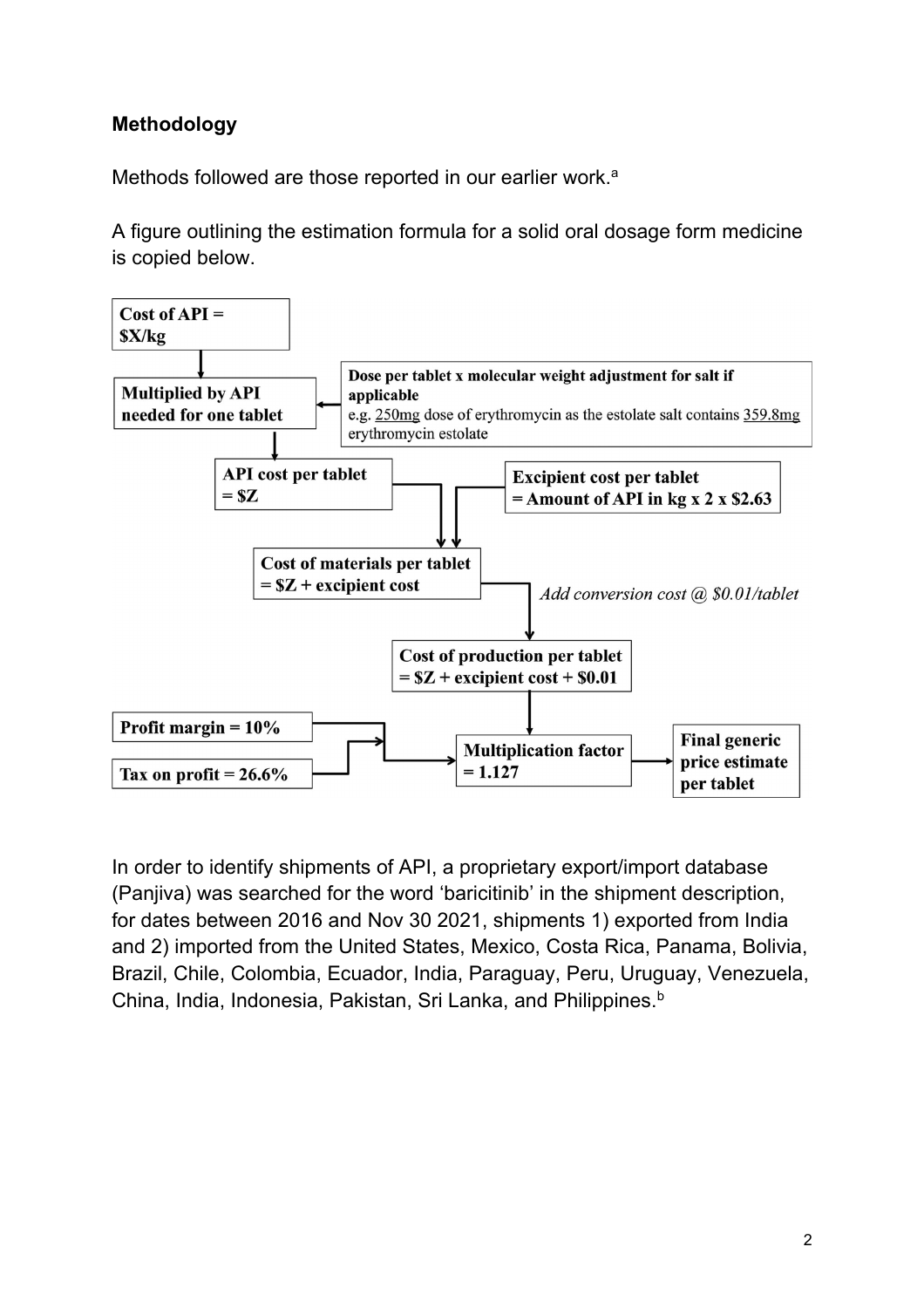## Methodology

Methods followed are those reported in our earlier work.[a]

A figure outlining the estimation formula for a solid oral dosage form medicine is copied below.

**Cost of API = $X/kg**

↓

**Multiplied by API needed for one tablet** ← **Dose per tablet x molecular weight adjustment for salt if applicable** e.g. 250mg dose of erythromycin as the estolate salt contains 359.8mg erythromycin estolate

↓

**API cost per tablet = $Z** + **Excipient cost per tablet = Amount of API in kg x 2 x $2.63**

↓

**Cost of materials per tablet = $Z + excipient cost**

*Add conversion cost @ $0.01/tablet*

↓

**Cost of production per tablet = $Z + excipient cost + $0.01**

**Profit margin = 10%** and **Tax on profit = 26.6%** → **Multiplication factor = 1.127**

↓

**Final generic price estimate per tablet**

In order to identify shipments of API, a proprietary export/import database (Panjiva) was searched for the word 'baricitinib' in the shipment description, for dates between 2016 and Nov 30 2021, shipments 1) exported from India and 2) imported from the United States, Mexico, Costa Rica, Panama, Bolivia, Brazil, Chile, Colombia, Ecuador, India, Paraguay, Peru, Uruguay, Venezuela, China, India, Indonesia, Pakistan, Sri Lanka, and Philippines.[b]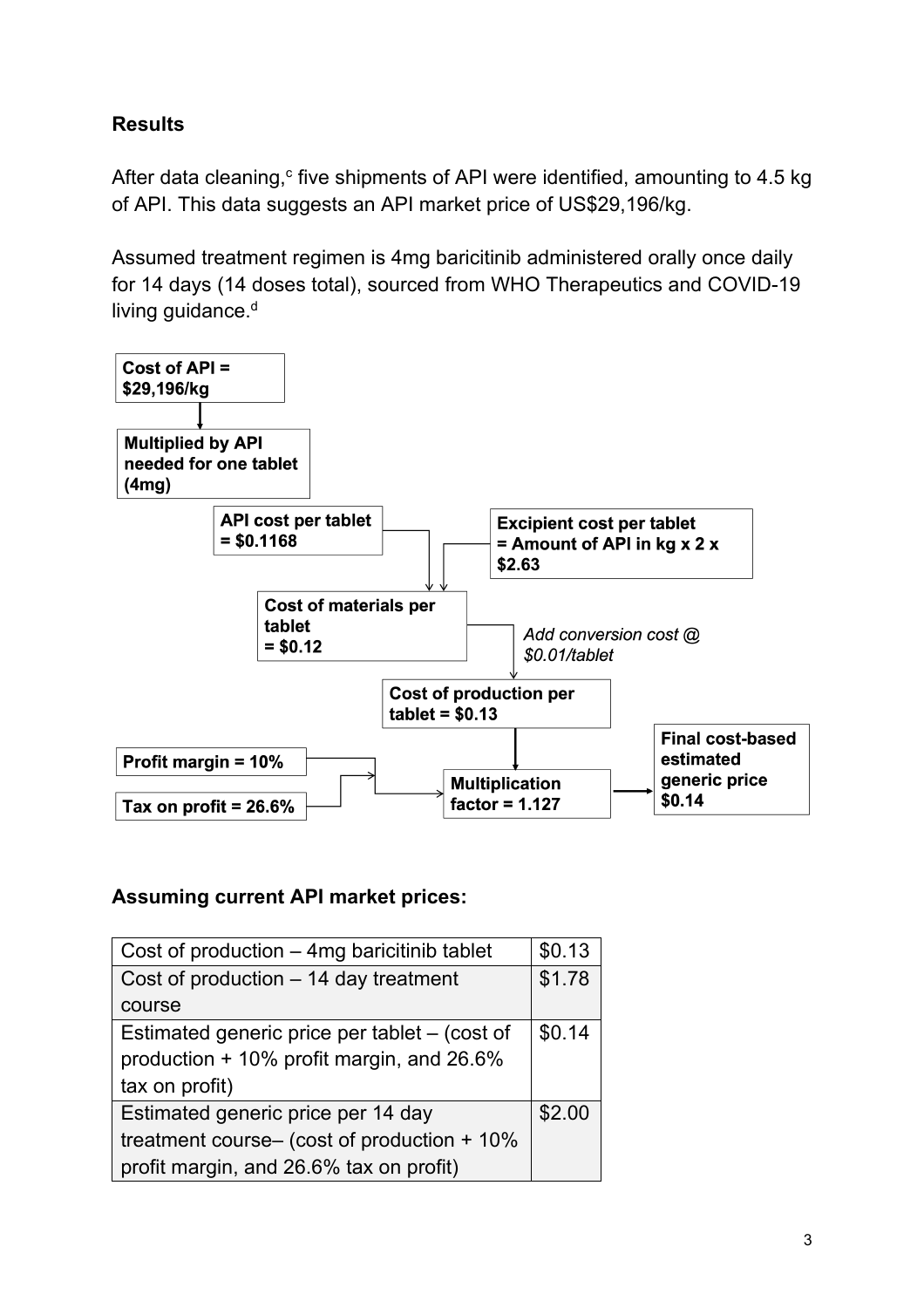## Results

After data cleaning,[c] five shipments of API were identified, amounting to 4.5 kg of API. This data suggests an API market price of US$29,196/kg.

Assumed treatment regimen is 4mg baricitinib administered orally once daily for 14 days (14 doses total), sourced from WHO Therapeutics and COVID-19 living guidance.[d]

**Cost of API = $29,196/kg**

↓

**Multiplied by API needed for one tablet (4mg)**

**API cost per tablet = $0.1168**

**Excipient cost per tablet = Amount of API in kg x 2 x $2.63**

**Cost of materials per tablet = $0.12**

*Add conversion cost @ $0.01/tablet*

**Cost of production per tablet = $0.13**

**Profit margin = 10%**

**Tax on profit = 26.6%**

**Multiplication factor = 1.127**

**Final cost-based estimated generic price $0.14**

### Assuming current API market prices:

| Cost of production – 4mg baricitinib tablet | $0.13 |
|---|---|
| Cost of production – 14 day treatment course | $1.78 |
| Estimated generic price per tablet – (cost of production + 10% profit margin, and 26.6% tax on profit) | $0.14 |
| Estimated generic price per 14 day treatment course– (cost of production + 10% profit margin, and 26.6% tax on profit) | $2.00 |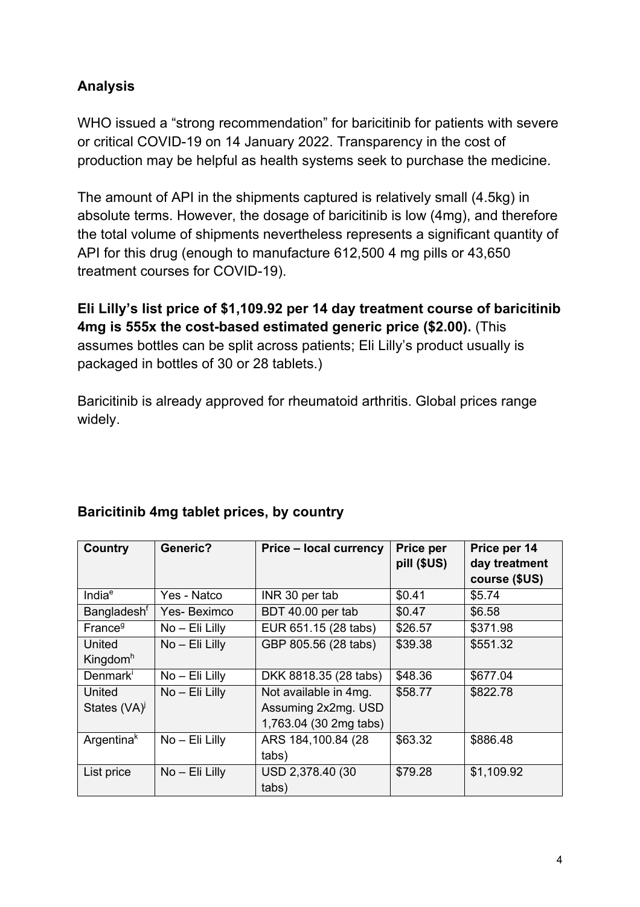## Analysis

WHO issued a "strong recommendation" for baricitinib for patients with severe or critical COVID-19 on 14 January 2022. Transparency in the cost of production may be helpful as health systems seek to purchase the medicine.

The amount of API in the shipments captured is relatively small (4.5kg) in absolute terms. However, the dosage of baricitinib is low (4mg), and therefore the total volume of shipments nevertheless represents a significant quantity of API for this drug (enough to manufacture 612,500 4 mg pills or 43,650 treatment courses for COVID-19).

**Eli Lilly's list price of $1,109.92 per 14 day treatment course of baricitinib 4mg is 555x the cost-based estimated generic price ($2.00).** (This assumes bottles can be split across patients; Eli Lilly's product usually is packaged in bottles of 30 or 28 tablets.)

Baricitinib is already approved for rheumatoid arthritis. Global prices range widely.

### Baricitinib 4mg tablet prices, by country

| Country | Generic? | Price – local currency | Price per pill ($US) | Price per 14 day treatment course ($US) |
|---|---|---|---|---|
| India[e] | Yes - Natco | INR 30 per tab | $0.41 | $5.74 |
| Bangladesh[f] | Yes- Beximco | BDT 40.00 per tab | $0.47 | $6.58 |
| France[g] | No – Eli Lilly | EUR 651.15 (28 tabs) | $26.57 | $371.98 |
| United Kingdom[h] | No – Eli Lilly | GBP 805.56 (28 tabs) | $39.38 | $551.32 |
| Denmark[i] | No – Eli Lilly | DKK 8818.35 (28 tabs) | $48.36 | $677.04 |
| United States (VA)[j] | No – Eli Lilly | Not available in 4mg. Assuming 2x2mg. USD 1,763.04 (30 2mg tabs) | $58.77 | $822.78 |
| Argentina[k] | No – Eli Lilly | ARS 184,100.84 (28 tabs) | $63.32 | $886.48 |
| List price | No – Eli Lilly | USD 2,378.40 (30 tabs) | $79.28 | $1,109.92 |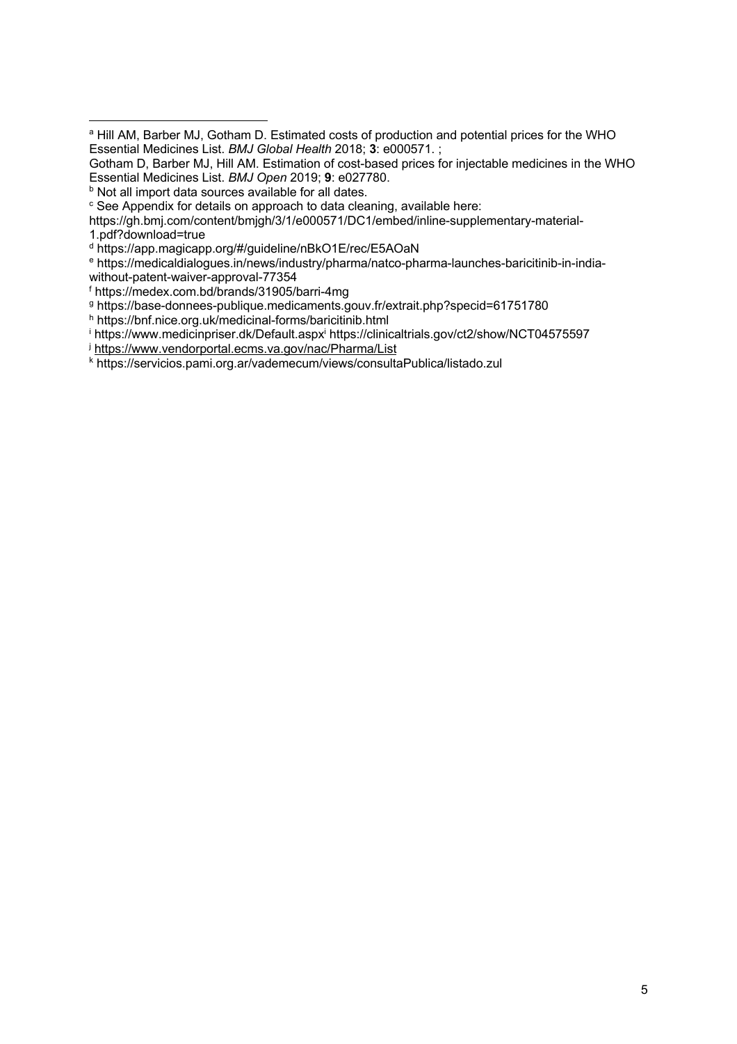[a] Hill AM, Barber MJ, Gotham D. Estimated costs of production and potential prices for the WHO Essential Medicines List. *BMJ Global Health* 2018; **3**: e000571. ;

Gotham D, Barber MJ, Hill AM. Estimation of cost-based prices for injectable medicines in the WHO Essential Medicines List. *BMJ Open* 2019; **9**: e027780.

[b] Not all import data sources available for all dates.

[c] See Appendix for details on approach to data cleaning, available here: https://gh.bmj.com/content/bmjgh/3/1/e000571/DC1/embed/inline-supplementary-material-1.pdf?download=true

[d] https://app.magicapp.org/#/guideline/nBkO1E/rec/E5AOaN

[e] https://medicaldialogues.in/news/industry/pharma/natco-pharma-launches-baricitinib-in-india-without-patent-waiver-approval-77354

[f] https://medex.com.bd/brands/31905/barri-4mg

[g] https://base-donnees-publique.medicaments.gouv.fr/extrait.php?specid=61751780

[h] https://bnf.nice.org.uk/medicinal-forms/baricitinib.html

[i] https://www.medicinpriser.dk/Default.aspx[i] https://clinicaltrials.gov/ct2/show/NCT04575597

[j] https://www.vendorportal.ecms.va.gov/nac/Pharma/List

[k] https://servicios.pami.org.ar/vademecum/views/consultaPublica/listado.zul